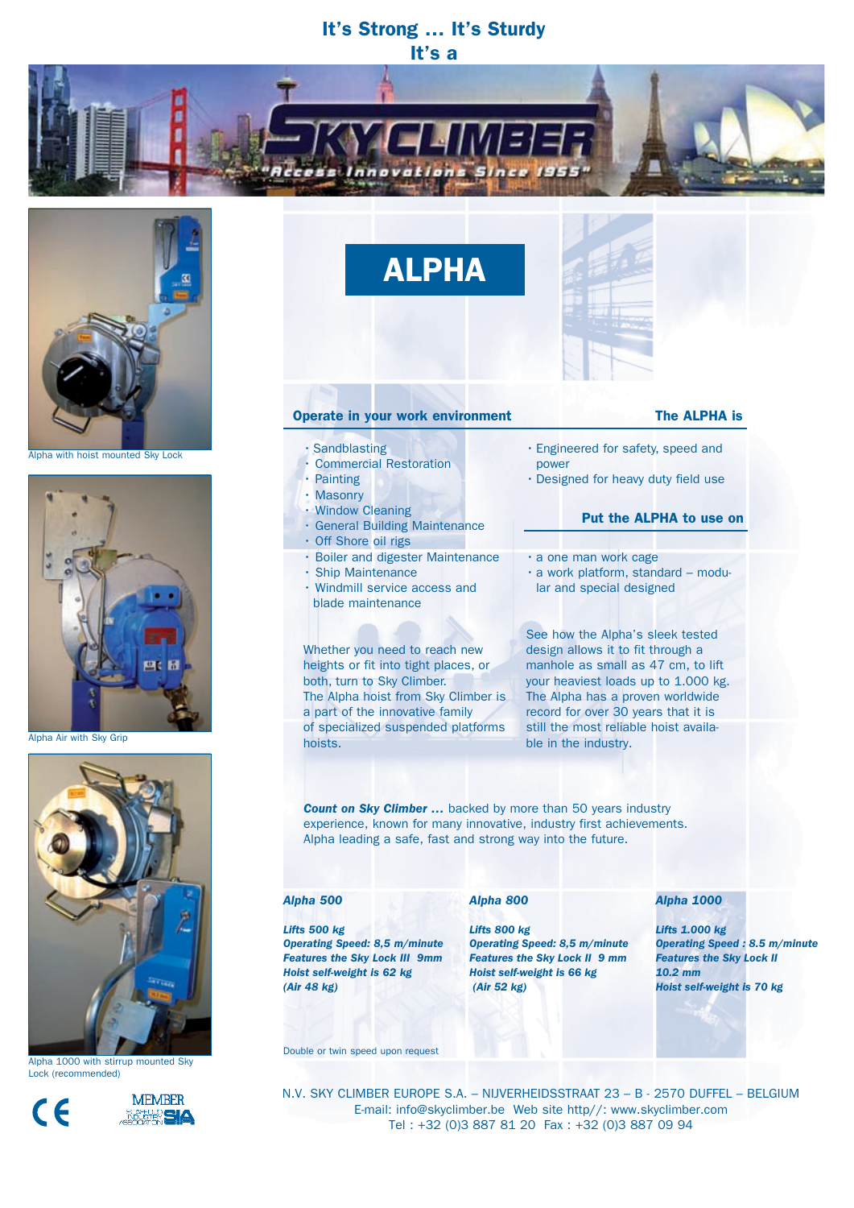# It's Strong … It's Sturdy
# It's a

# SKY CLIMBER

"Access Innovations Since 1955"

Alpha with hoist mounted Sky Lock

Alpha Air with Sky Grip

Alpha 1000 with stirrup mounted Sky Lock (recommended)

# ALPHA

### Operate in your work environment

- Sandblasting
- Commercial Restoration
- Painting
- Masonry
- Window Cleaning
- General Building Maintenance
- Off Shore oil rigs
- Boiler and digester Maintenance
- Ship Maintenance
- Windmill service access and blade maintenance

### The ALPHA is

- Engineered for safety, speed and power
- Designed for heavy duty field use

### Put the ALPHA to use on

- a one man work cage
- a work platform, standard – modular and special designed

Whether you need to reach new heights or fit into tight places, or both, turn to Sky Climber.
The Alpha hoist from Sky Climber is a part of the innovative family of specialized suspended platforms hoists.

See how the Alpha's sleek tested design allows it to fit through a manhole as small as 47 cm, to lift your heaviest loads up to 1.000 kg. The Alpha has a proven worldwide record for over 30 years that it is still the most reliable hoist available in the industry.

***Count on Sky Climber …*** backed by more than 50 years industry experience, known for many innovative, industry first achievements. Alpha leading a safe, fast and strong way into the future.

***Alpha 500***

***Lifts 500 kg***
***Operating Speed: 8,5 m/minute***
***Features the Sky Lock III 9mm***
***Hoist self-weight is 62 kg***
***(Air 48 kg)***

***Alpha 800***

***Lifts 800 kg***
***Operating Speed: 8,5 m/minute***
***Features the Sky Lock II 9 mm***
***Hoist self-weight is 66 kg***
***(Air 52 kg)***

***Alpha 1000***

***Lifts 1.000 kg***
***Operating Speed : 8.5 m/minute***
***Features the Sky Lock II 10.2 mm***
***Hoist self-weight is 70 kg***

Double or twin speed upon request

N.V. SKY CLIMBER EUROPE S.A. – NIJVERHEIDSSTRAAT 23 – B - 2570 DUFFEL – BELGIUM
E-mail: info@skyclimber.be Web site http//: www.skyclimber.com
Tel : +32 (0)3 887 81 20 Fax : +32 (0)3 887 09 94

CE

MEMBER SIA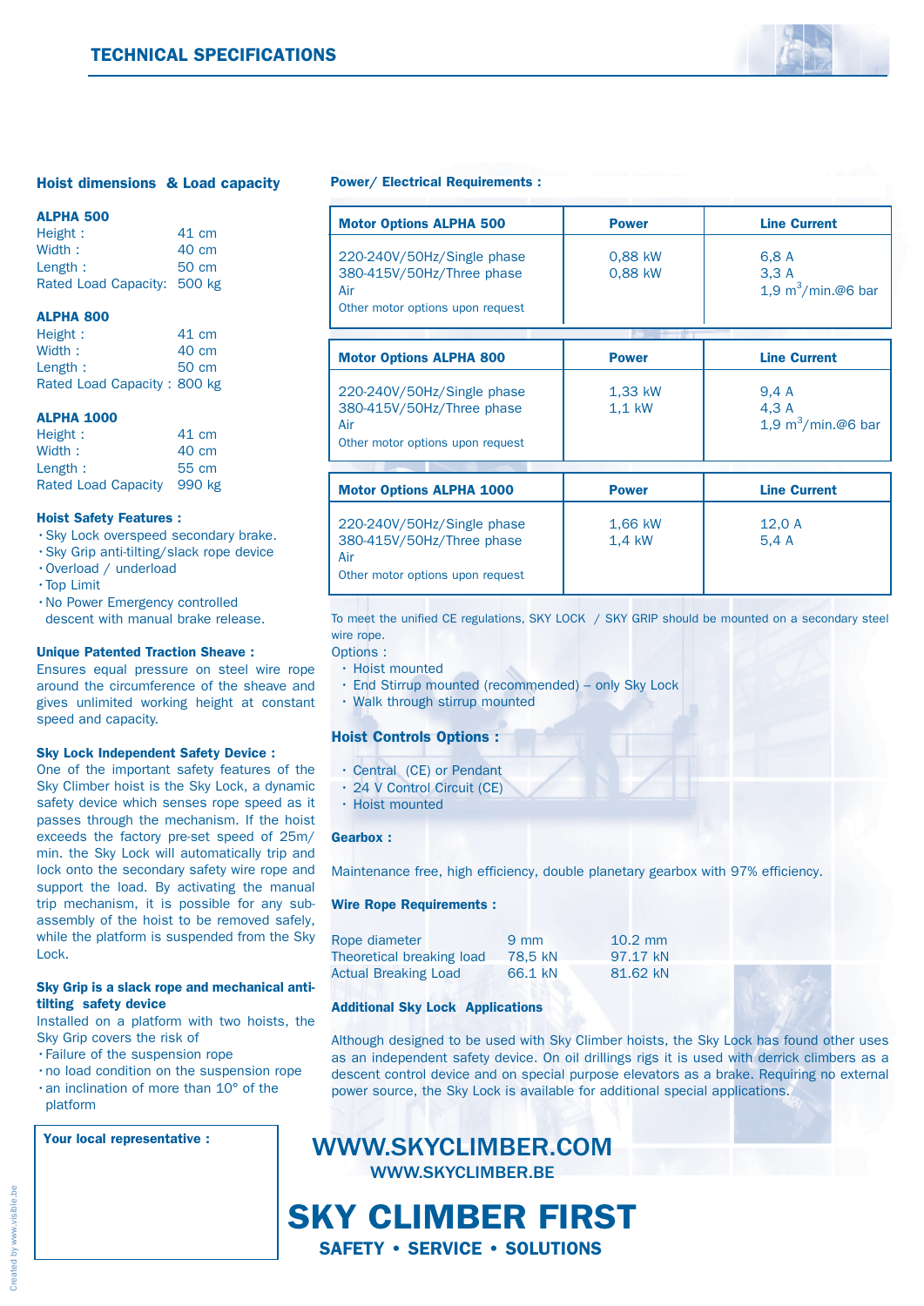# TECHNICAL SPECIFICATIONS

## Hoist dimensions & Load capacity

### ALPHA 500

| | |
|---|---|
| Height : | 41 cm |
| Width : | 40 cm |
| Length : | 50 cm |
| Rated Load Capacity: | 500 kg |

### ALPHA 800

| | |
|---|---|
| Height : | 41 cm |
| Width : | 40 cm |
| Length : | 50 cm |
| Rated Load Capacity : | 800 kg |

### ALPHA 1000

| | |
|---|---|
| Height : | 41 cm |
| Width : | 40 cm |
| Length : | 55 cm |
| Rated Load Capacity | 990 kg |

### Hoist Safety Features :

- Sky Lock overspeed secondary brake.
- Sky Grip anti-tilting/slack rope device
- Overload / underload
- Top Limit
- No Power Emergency controlled descent with manual brake release.

### Unique Patented Traction Sheave :

Ensures equal pressure on steel wire rope around the circumference of the sheave and gives unlimited working height at constant speed and capacity.

### Sky Lock Independent Safety Device :

One of the important safety features of the Sky Climber hoist is the Sky Lock, a dynamic safety device which senses rope speed as it passes through the mechanism. If the hoist exceeds the factory pre-set speed of 25m/min. the Sky Lock will automatically trip and lock onto the secondary safety wire rope and support the load. By activating the manual trip mechanism, it is possible for any sub-assembly of the hoist to be removed safely, while the platform is suspended from the Sky Lock.

### Sky Grip is a slack rope and mechanical anti-tilting safety device

Installed on a platform with two hoists, the Sky Grip covers the risk of

- Failure of the suspension rope
- no load condition on the suspension rope
- an inclination of more than 10° of the platform

**Your local representative :**

## Power/ Electrical Requirements :

| Motor Options ALPHA 500 | Power | Line Current |
|---|---|---|
| 220-240V/50Hz/Single phase | 0,88 kW | 6,8 A |
| 380-415V/50Hz/Three phase | 0,88 kW | 3,3 A |
| Air | | 1,9 $m^3$/min.@6 bar |
| Other motor options upon request | | |

| Motor Options ALPHA 800 | Power | Line Current |
|---|---|---|
| 220-240V/50Hz/Single phase | 1,33 kW | 9,4 A |
| 380-415V/50Hz/Three phase | 1,1 kW | 4,3 A |
| Air | | 1,9 $m^3$/min.@6 bar |
| Other motor options upon request | | |

| Motor Options ALPHA 1000 | Power | Line Current |
|---|---|---|
| 220-240V/50Hz/Single phase | 1,66 kW | 12,0 A |
| 380-415V/50Hz/Three phase | 1,4 kW | 5,4 A |
| Air | | |
| Other motor options upon request | | |

To meet the unified CE regulations, SKY LOCK / SKY GRIP should be mounted on a secondary steel wire rope.

Options :

- Hoist mounted
- End Stirrup mounted (recommended) – only Sky Lock
- Walk through stirrup mounted

### Hoist Controls Options :

- Central (CE) or Pendant
- 24 V Control Circuit (CE)
- Hoist mounted

### Gearbox :

Maintenance free, high efficiency, double planetary gearbox with 97% efficiency.

### Wire Rope Requirements :

| | | |
|---|---|---|
| Rope diameter | 9 mm | 10.2 mm |
| Theoretical breaking load | 78,5 kN | 97.17 kN |
| Actual Breaking Load | 66.1 kN | 81.62 kN |

### Additional Sky Lock Applications

Although designed to be used with Sky Climber hoists, the Sky Lock has found other uses as an independent safety device. On oil drillings rigs it is used with derrick climbers as a descent control device and on special purpose elevators as a brake. Requiring no external power source, the Sky Lock is available for additional special applications.

**WWW.SKYCLIMBER.COM**

**WWW.SKYCLIMBER.BE**

# SKY CLIMBER FIRST

**SAFETY • SERVICE • SOLUTIONS**

Created by www.visible.be